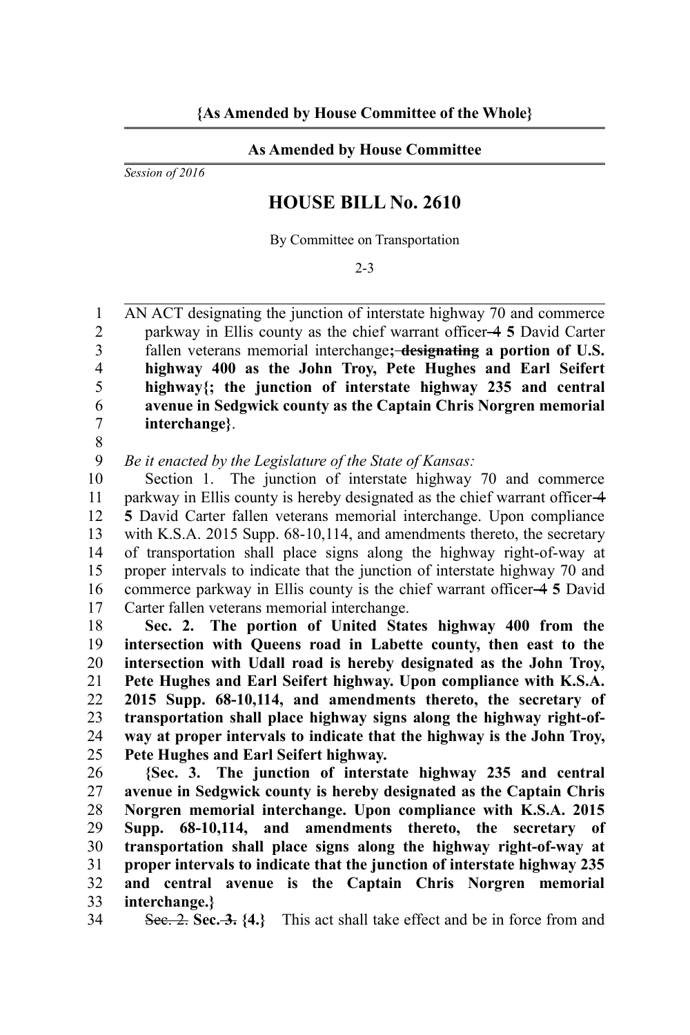**{As Amended by House Committee of the Whole}**

**As Amended by House Committee**

*Session of 2016*

## HOUSE BILL No. 2610

By Committee on Transportation

2-3

AN ACT designating the junction of interstate highway 70 and commerce parkway in Ellis county as the chief warrant officer ~~4~~ **5** David Carter fallen veterans memorial interchange**;** ~~designating~~ **a portion of U.S. highway 400 as the John Troy, Pete Hughes and Earl Seifert highway{; the junction of interstate highway 235 and central avenue in Sedgwick county as the Captain Chris Norgren memorial interchange}**.

*Be it enacted by the Legislature of the State of Kansas:*

Section 1. The junction of interstate highway 70 and commerce parkway in Ellis county is hereby designated as the chief warrant officer ~~4~~ **5** David Carter fallen veterans memorial interchange. Upon compliance with K.S.A. 2015 Supp. 68-10,114, and amendments thereto, the secretary of transportation shall place signs along the highway right-of-way at proper intervals to indicate that the junction of interstate highway 70 and commerce parkway in Ellis county is the chief warrant officer ~~4~~ **5** David Carter fallen veterans memorial interchange.

**Sec. 2. The portion of United States highway 400 from the intersection with Queens road in Labette county, then east to the intersection with Udall road is hereby designated as the John Troy, Pete Hughes and Earl Seifert highway. Upon compliance with K.S.A. 2015 Supp. 68-10,114, and amendments thereto, the secretary of transportation shall place highway signs along the highway right-of-way at proper intervals to indicate that the highway is the John Troy, Pete Hughes and Earl Seifert highway.**

**{Sec. 3. The junction of interstate highway 235 and central avenue in Sedgwick county is hereby designated as the Captain Chris Norgren memorial interchange. Upon compliance with K.S.A. 2015 Supp. 68-10,114, and amendments thereto, the secretary of transportation shall place signs along the highway right-of-way at proper intervals to indicate that the junction of interstate highway 235 and central avenue is the Captain Chris Norgren memorial interchange.}**

~~Sec. 2.~~ **Sec.** ~~3.~~ **{4.}** This act shall take effect and be in force from and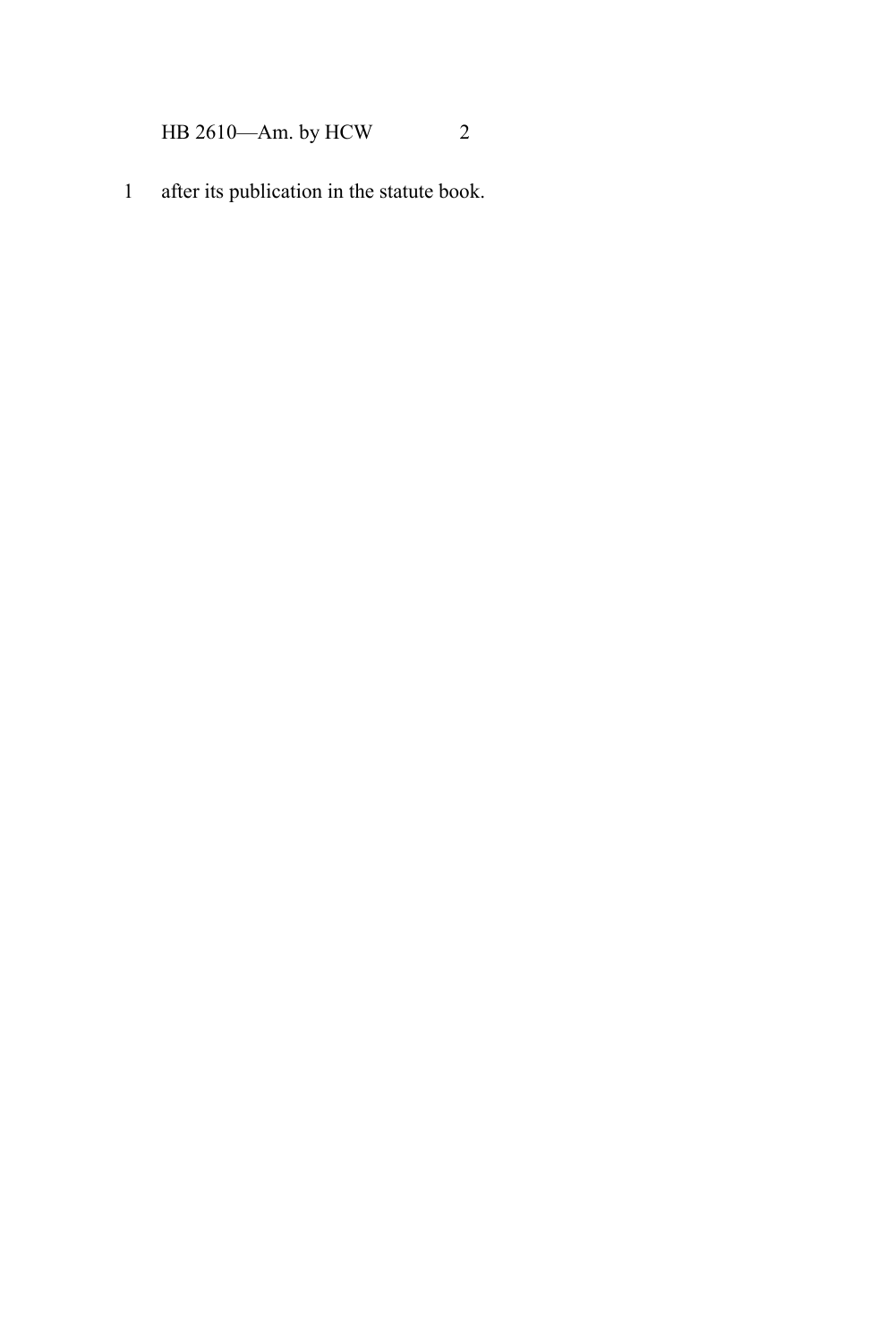after its publication in the statute book.